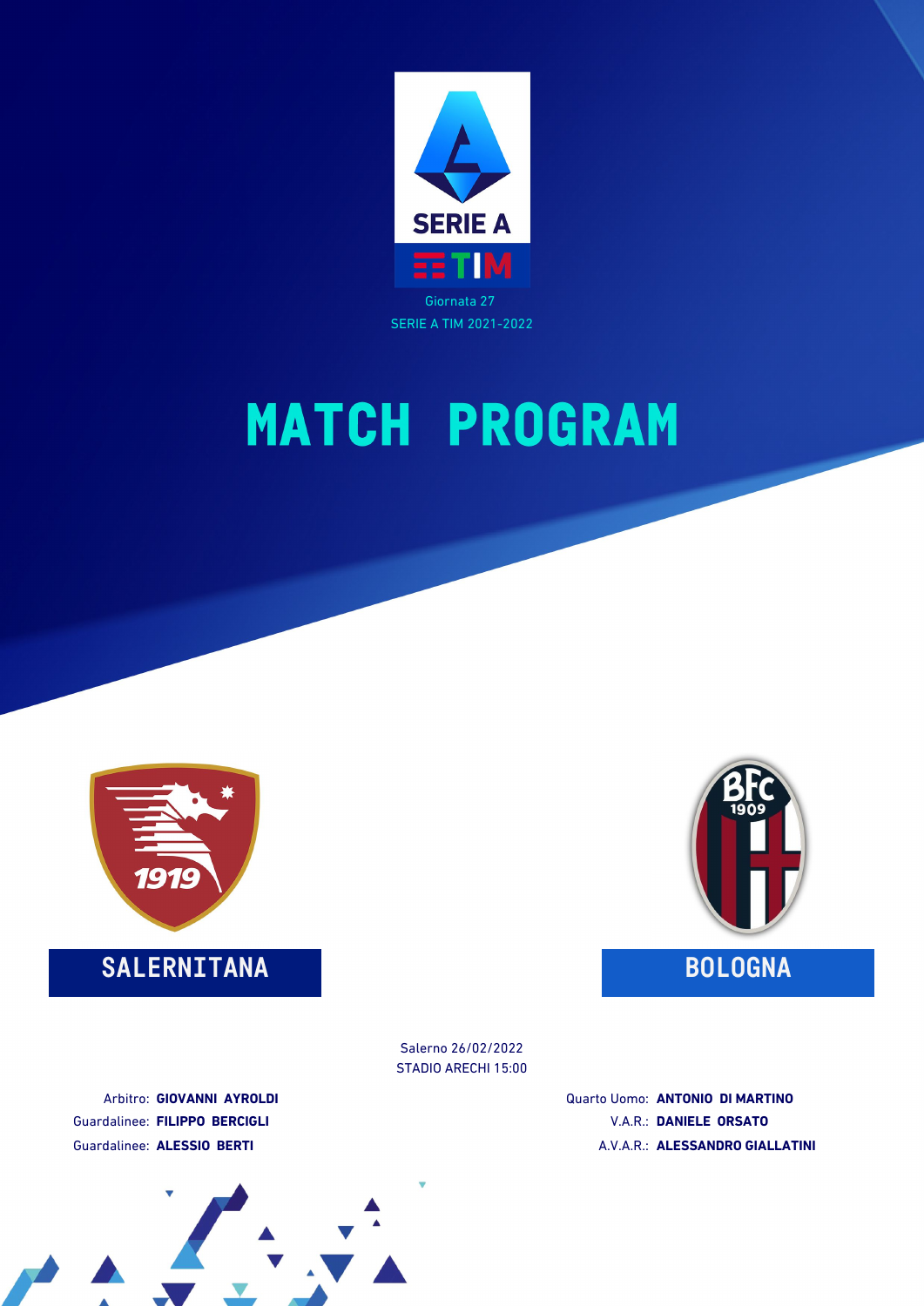SERIE A TIM

Giornata 27

SERIE A TIM 2021-2022

# MATCH PROGRAM

SALERNITANA

BOLOGNA

Salerno 26/02/2022

STADIO ARECHI 15:00

Arbitro: **GIOVANNI AYROLDI**

Guardalinee: **FILIPPO BERCIGLI**

Guardalinee: **ALESSIO BERTI**

Quarto Uomo: **ANTONIO DI MARTINO**

V.A.R.: **DANIELE ORSATO**

A.V.A.R.: **ALESSANDRO GIALLATINI**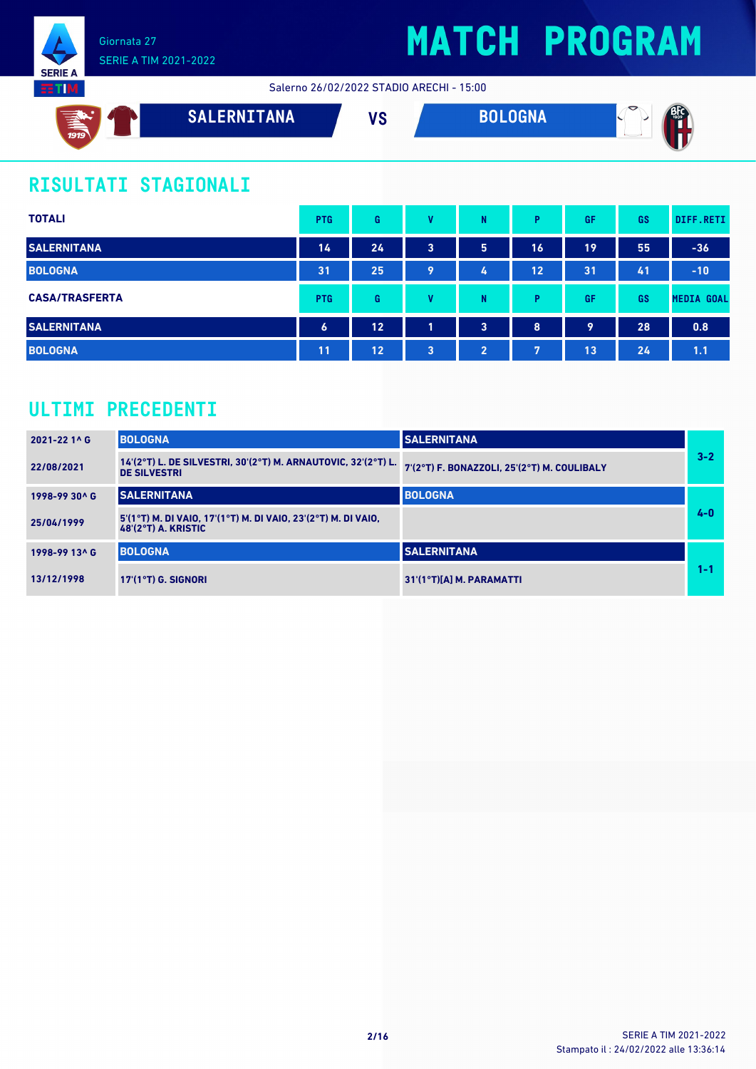Giornata 27
SERIE A TIM 2021-2022

# MATCH PROGRAM

Salerno 26/02/2022 STADIO ARECHI - 15:00

**SALERNITANA** VS **BOLOGNA**

## RISULTATI STAGIONALI

| TOTALI | PTG | G | V | N | P | GF | GS | DIFF.RETI |
|---|---|---|---|---|---|---|---|---|
| SALERNITANA | 14 | 24 | 3 | 5 | 16 | 19 | 55 | -36 |
| BOLOGNA | 31 | 25 | 9 | 4 | 12 | 31 | 41 | -10 |

| CASA/TRASFERTA | PTG | G | V | N | P | GF | GS | MEDIA GOAL |
|---|---|---|---|---|---|---|---|---|
| SALERNITANA | 6 | 12 | 1 | 3 | 8 | 9 | 28 | 0.8 |
| BOLOGNA | 11 | 12 | 3 | 2 | 7 | 13 | 24 | 1.1 |

## ULTIMI PRECEDENTI

| | | | |
|---|---|---|---|
| 2021-22 1^ G | BOLOGNA | SALERNITANA | 3-2 |
| 22/08/2021 | 14'(2°T) L. DE SILVESTRI, 30'(2°T) M. ARNAUTOVIC, 32'(2°T) L. DE SILVESTRI | 7'(2°T) F. BONAZZOLI, 25'(2°T) M. COULIBALY | |
| 1998-99 30^ G | SALERNITANA | BOLOGNA | 4-0 |
| 25/04/1999 | 5'(1°T) M. DI VAIO, 17'(1°T) M. DI VAIO, 23'(2°T) M. DI VAIO, 48'(2°T) A. KRISTIC | | |
| 1998-99 13^ G | BOLOGNA | SALERNITANA | 1-1 |
| 13/12/1998 | 17'(1°T) G. SIGNORI | 31'(1°T)[A] M. PARAMATTI | |

Stampato il : 24/02/2022 alle 13:36:14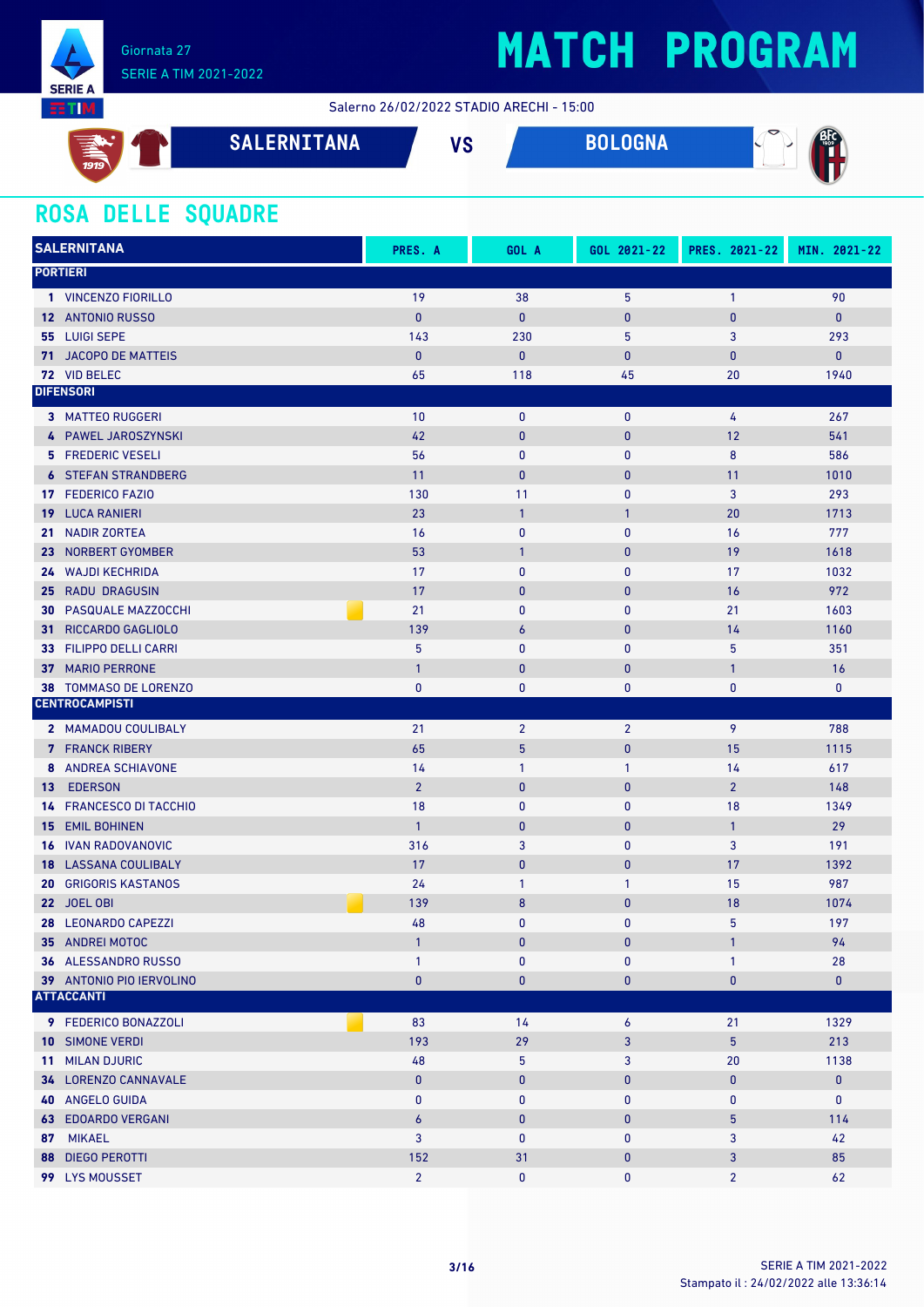Giornata 27
SERIE A TIM 2021-2022

# MATCH PROGRAM

Salerno 26/02/2022 STADIO ARECHI - 15:00

**SALERNITANA** VS **BOLOGNA**

## ROSA DELLE SQUADRE

| SALERNITANA | PRES. A | GOL A | GOL 2021-22 | PRES. 2021-22 | MIN. 2021-22 |
|---|---|---|---|---|---|
| **PORTIERI** | | | | | |
| **1** VINCENZO FIORILLO | 19 | 38 | 5 | 1 | 90 |
| **12** ANTONIO RUSSO | 0 | 0 | 0 | 0 | 0 |
| **55** LUIGI SEPE | 143 | 230 | 5 | 3 | 293 |
| **71** JACOPO DE MATTEIS | 0 | 0 | 0 | 0 | 0 |
| **72** VID BELEC | 65 | 118 | 45 | 20 | 1940 |
| **DIFENSORI** | | | | | |
| **3** MATTEO RUGGERI | 10 | 0 | 0 | 4 | 267 |
| **4** PAWEL JAROSZYNSKI | 42 | 0 | 0 | 12 | 541 |
| **5** FREDERIC VESELI | 56 | 0 | 0 | 8 | 586 |
| **6** STEFAN STRANDBERG | 11 | 0 | 0 | 11 | 1010 |
| **17** FEDERICO FAZIO | 130 | 11 | 0 | 3 | 293 |
| **19** LUCA RANIERI | 23 | 1 | 1 | 20 | 1713 |
| **21** NADIR ZORTEA | 16 | 0 | 0 | 16 | 777 |
| **23** NORBERT GYOMBER | 53 | 1 | 0 | 19 | 1618 |
| **24** WAJDI KECHRIDA | 17 | 0 | 0 | 17 | 1032 |
| **25** RADU DRAGUSIN | 17 | 0 | 0 | 16 | 972 |
| **30** PASQUALE MAZZOCCHI | 21 | 0 | 0 | 21 | 1603 |
| **31** RICCARDO GAGLIOLO | 139 | 6 | 0 | 14 | 1160 |
| **33** FILIPPO DELLI CARRI | 5 | 0 | 0 | 5 | 351 |
| **37** MARIO PERRONE | 1 | 0 | 0 | 1 | 16 |
| **38** TOMMASO DE LORENZO | 0 | 0 | 0 | 0 | 0 |
| **CENTROCAMPISTI** | | | | | |
| **2** MAMADOU COULIBALY | 21 | 2 | 2 | 9 | 788 |
| **7** FRANCK RIBERY | 65 | 5 | 0 | 15 | 1115 |
| **8** ANDREA SCHIAVONE | 14 | 1 | 1 | 14 | 617 |
| **13** EDERSON | 2 | 0 | 0 | 2 | 148 |
| **14** FRANCESCO DI TACCHIO | 18 | 0 | 0 | 18 | 1349 |
| **15** EMIL BOHINEN | 1 | 0 | 0 | 1 | 29 |
| **16** IVAN RADOVANOVIC | 316 | 3 | 0 | 3 | 191 |
| **18** LASSANA COULIBALY | 17 | 0 | 0 | 17 | 1392 |
| **20** GRIGORIS KASTANOS | 24 | 1 | 1 | 15 | 987 |
| **22** JOEL OBI | 139 | 8 | 0 | 18 | 1074 |
| **28** LEONARDO CAPEZZI | 48 | 0 | 0 | 5 | 197 |
| **35** ANDREI MOTOC | 1 | 0 | 0 | 1 | 94 |
| **36** ALESSANDRO RUSSO | 1 | 0 | 0 | 1 | 28 |
| **39** ANTONIO PIO IERVOLINO | 0 | 0 | 0 | 0 | 0 |
| **ATTACCANTI** | | | | | |
| **9** FEDERICO BONAZZOLI | 83 | 14 | 6 | 21 | 1329 |
| **10** SIMONE VERDI | 193 | 29 | 3 | 5 | 213 |
| **11** MILAN DJURIC | 48 | 5 | 3 | 20 | 1138 |
| **34** LORENZO CANNAVALE | 0 | 0 | 0 | 0 | 0 |
| **40** ANGELO GUIDA | 0 | 0 | 0 | 0 | 0 |
| **63** EDOARDO VERGANI | 6 | 0 | 0 | 5 | 114 |
| **87** MIKAEL | 3 | 0 | 0 | 3 | 42 |
| **88** DIEGO PEROTTI | 152 | 31 | 0 | 3 | 85 |
| **99** LYS MOUSSET | 2 | 0 | 0 | 2 | 62 |

SERIE A TIM 2021-2022
Stampato il : 24/02/2022 alle 13:36:14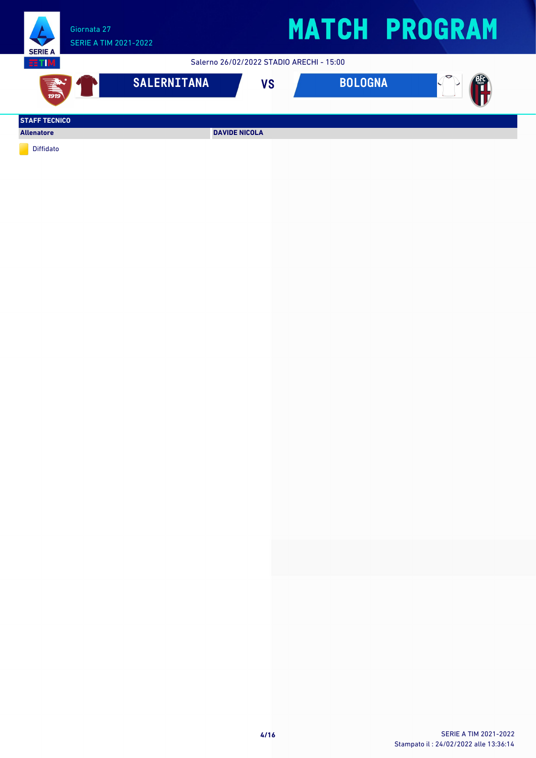Giornata 27
SERIE A TIM 2021-2022

# MATCH PROGRAM

Salerno 26/02/2022 STADIO ARECHI - 15:00

## SALERNITANA VS BOLOGNA

| STAFF TECNICO | |
|---|---|
| Allenatore | DAVIDE NICOLA |

Diffidato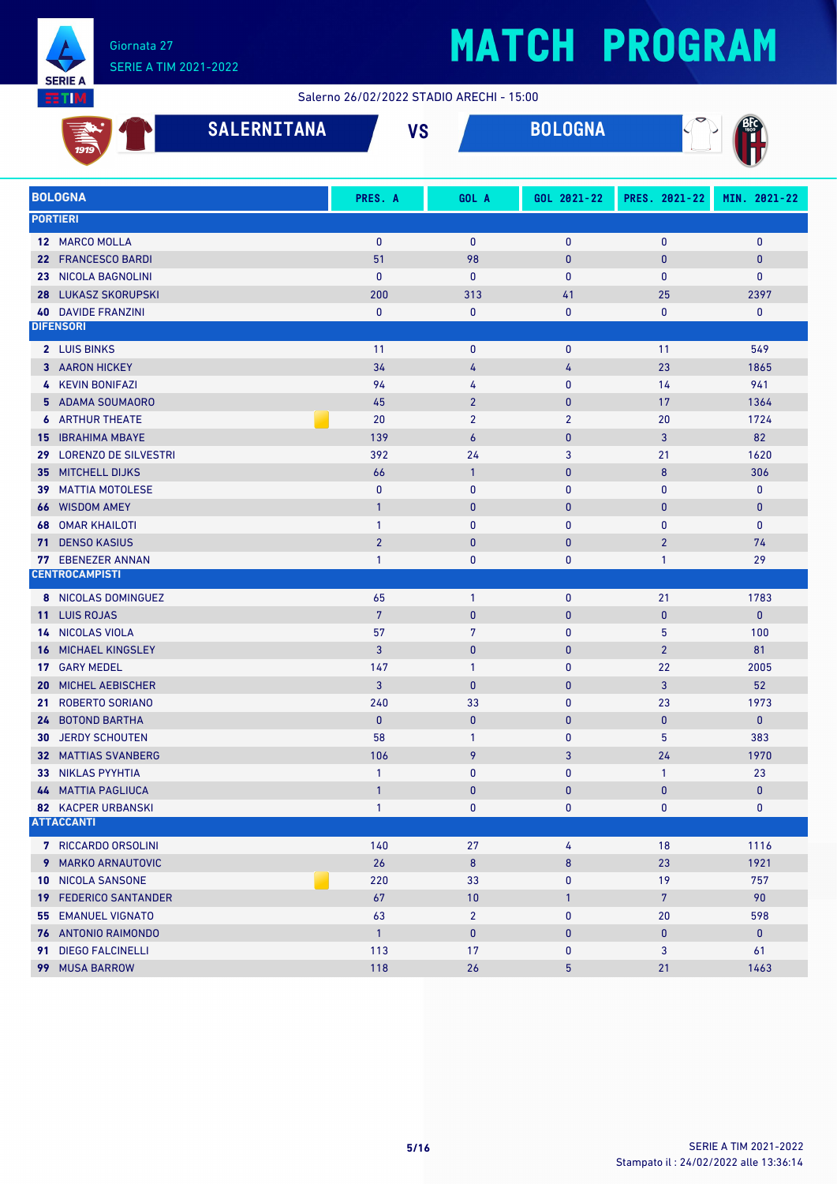Giornata 27

SERIE A TIM 2021-2022

# MATCH PROGRAM

Salerno 26/02/2022 STADIO ARECHI - 15:00

## SALERNITANA VS BOLOGNA

| BOLOGNA | PRES. A | GOL A | GOL 2021-22 | PRES. 2021-22 | MIN. 2021-22 |
|---|---|---|---|---|---|
| **PORTIERI** | | | | | |
| 12 MARCO MOLLA | 0 | 0 | 0 | 0 | 0 |
| 22 FRANCESCO BARDI | 51 | 98 | 0 | 0 | 0 |
| 23 NICOLA BAGNOLINI | 0 | 0 | 0 | 0 | 0 |
| 28 LUKASZ SKORUPSKI | 200 | 313 | 41 | 25 | 2397 |
| 40 DAVIDE FRANZINI | 0 | 0 | 0 | 0 | 0 |
| **DIFENSORI** | | | | | |
| 2 LUIS BINKS | 11 | 0 | 0 | 11 | 549 |
| 3 AARON HICKEY | 34 | 4 | 4 | 23 | 1865 |
| 4 KEVIN BONIFAZI | 94 | 4 | 0 | 14 | 941 |
| 5 ADAMA SOUMAORO | 45 | 2 | 0 | 17 | 1364 |
| 6 ARTHUR THEATE | 20 | 2 | 2 | 20 | 1724 |
| 15 IBRAHIMA MBAYE | 139 | 6 | 0 | 3 | 82 |
| 29 LORENZO DE SILVESTRI | 392 | 24 | 3 | 21 | 1620 |
| 35 MITCHELL DIJKS | 66 | 1 | 0 | 8 | 306 |
| 39 MATTIA MOTOLESE | 0 | 0 | 0 | 0 | 0 |
| 66 WISDOM AMEY | 1 | 0 | 0 | 0 | 0 |
| 68 OMAR KHAILOTI | 1 | 0 | 0 | 0 | 0 |
| 71 DENSO KASIUS | 2 | 0 | 0 | 2 | 74 |
| 77 EBENEZER ANNAN | 1 | 0 | 0 | 1 | 29 |
| **CENTROCAMPISTI** | | | | | |
| 8 NICOLAS DOMINGUEZ | 65 | 1 | 0 | 21 | 1783 |
| 11 LUIS ROJAS | 7 | 0 | 0 | 0 | 0 |
| 14 NICOLAS VIOLA | 57 | 7 | 0 | 5 | 100 |
| 16 MICHAEL KINGSLEY | 3 | 0 | 0 | 2 | 81 |
| 17 GARY MEDEL | 147 | 1 | 0 | 22 | 2005 |
| 20 MICHEL AEBISCHER | 3 | 0 | 0 | 3 | 52 |
| 21 ROBERTO SORIANO | 240 | 33 | 0 | 23 | 1973 |
| 24 BOTOND BARTHA | 0 | 0 | 0 | 0 | 0 |
| 30 JERDY SCHOUTEN | 58 | 1 | 0 | 5 | 383 |
| 32 MATTIAS SVANBERG | 106 | 9 | 3 | 24 | 1970 |
| 33 NIKLAS PYYHTIA | 1 | 0 | 0 | 1 | 23 |
| 44 MATTIA PAGLIUCA | 1 | 0 | 0 | 0 | 0 |
| 82 KACPER URBANSKI | 1 | 0 | 0 | 0 | 0 |
| **ATTACCANTI** | | | | | |
| 7 RICCARDO ORSOLINI | 140 | 27 | 4 | 18 | 1116 |
| 9 MARKO ARNAUTOVIC | 26 | 8 | 8 | 23 | 1921 |
| 10 NICOLA SANSONE | 220 | 33 | 0 | 19 | 757 |
| 19 FEDERICO SANTANDER | 67 | 10 | 1 | 7 | 90 |
| 55 EMANUEL VIGNATO | 63 | 2 | 0 | 20 | 598 |
| 76 ANTONIO RAIMONDO | 1 | 0 | 0 | 0 | 0 |
| 91 DIEGO FALCINELLI | 113 | 17 | 0 | 3 | 61 |
| 99 MUSA BARROW | 118 | 26 | 5 | 21 | 1463 |

Stampato il : 24/02/2022 alle 13:36:14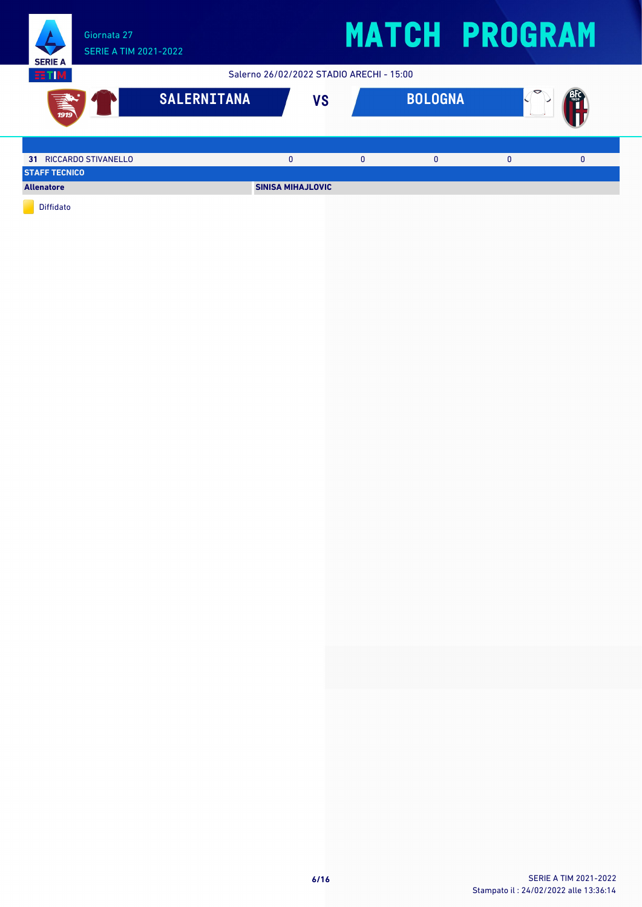# MATCH PROGRAM

Giornata 27
SERIE A TIM 2021-2022

Salerno 26/02/2022 STADIO ARECHI - 15:00

**SALERNITANA** VS **BOLOGNA**

| | | | | | |
|---|---|---|---|---|---|
| **31** RICCARDO STIVANELLO | 0 | 0 | 0 | 0 | 0 |
| **STAFF TECNICO** | | | | | |
| **Allenatore** | **SINISA MIHAJLOVIC** | | | | |

Diffidato

SERIE A TIM 2021-2022
Stampato il : 24/02/2022 alle 13:36:14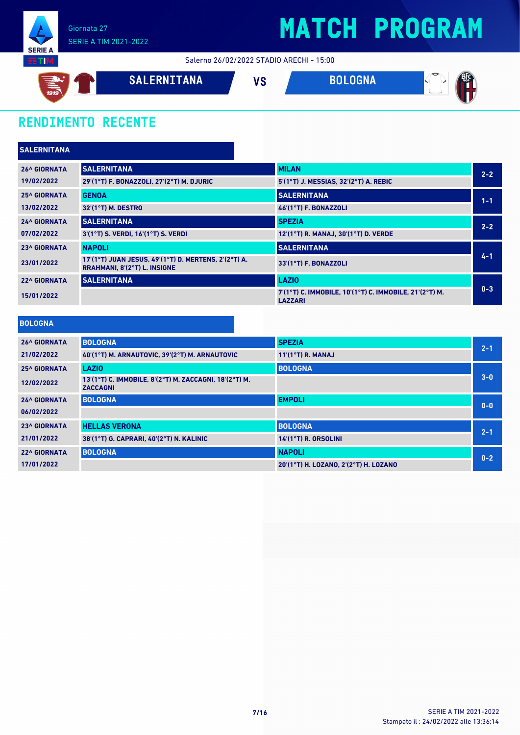Giornata 27
SERIE A TIM 2021-2022

# MATCH PROGRAM

Salerno 26/02/2022 STADIO ARECHI - 15:00

**SALERNITANA** VS **BOLOGNA**

## RENDIMENTO RECENTE

### SALERNITANA

| Giornata | Casa | Ospite | Risultato |
|---|---|---|---|
| 26^ GIORNATA 19/02/2022 | SALERNITANA<br>29'(1°T) F. BONAZZOLI, 27'(2°T) M. DJURIC | MILAN<br>5'(1°T) J. MESSIAS, 32'(2°T) A. REBIC | 2-2 |
| 25^ GIORNATA 13/02/2022 | GENOA<br>32'(1°T) M. DESTRO | SALERNITANA<br>46'(1°T) F. BONAZZOLI | 1-1 |
| 24^ GIORNATA 07/02/2022 | SALERNITANA<br>3'(1°T) S. VERDI, 16'(1°T) S. VERDI | SPEZIA<br>12'(1°T) R. MANAJ, 30'(1°T) D. VERDE | 2-2 |
| 23^ GIORNATA 23/01/2022 | NAPOLI<br>17'(1°T) JUAN JESUS, 49'(1°T) D. MERTENS, 2'(2°T) A. RRAHMANI, 8'(2°T) L. INSIGNE | SALERNITANA<br>33'(1°T) F. BONAZZOLI | 4-1 |
| 22^ GIORNATA 15/01/2022 | SALERNITANA | LAZIO<br>7'(1°T) C. IMMOBILE, 10'(1°T) C. IMMOBILE, 21'(2°T) M. LAZZARI | 0-3 |

### BOLOGNA

| Giornata | Casa | Ospite | Risultato |
|---|---|---|---|
| 26^ GIORNATA 21/02/2022 | BOLOGNA<br>40'(1°T) M. ARNAUTOVIC, 39'(2°T) M. ARNAUTOVIC | SPEZIA<br>11'(1°T) R. MANAJ | 2-1 |
| 25^ GIORNATA 12/02/2022 | LAZIO<br>13'(1°T) C. IMMOBILE, 8'(2°T) M. ZACCAGNI, 18'(2°T) M. ZACCAGNI | BOLOGNA | 3-0 |
| 24^ GIORNATA 06/02/2022 | BOLOGNA | EMPOLI | 0-0 |
| 23^ GIORNATA 21/01/2022 | HELLAS VERONA<br>38'(1°T) G. CAPRARI, 40'(2°T) N. KALINIC | BOLOGNA<br>14'(1°T) R. ORSOLINI | 2-1 |
| 22^ GIORNATA 17/01/2022 | BOLOGNA | NAPOLI<br>20'(1°T) H. LOZANO, 2'(2°T) H. LOZANO | 0-2 |

SERIE A TIM 2021-2022
Stampato il : 24/02/2022 alle 13:36:14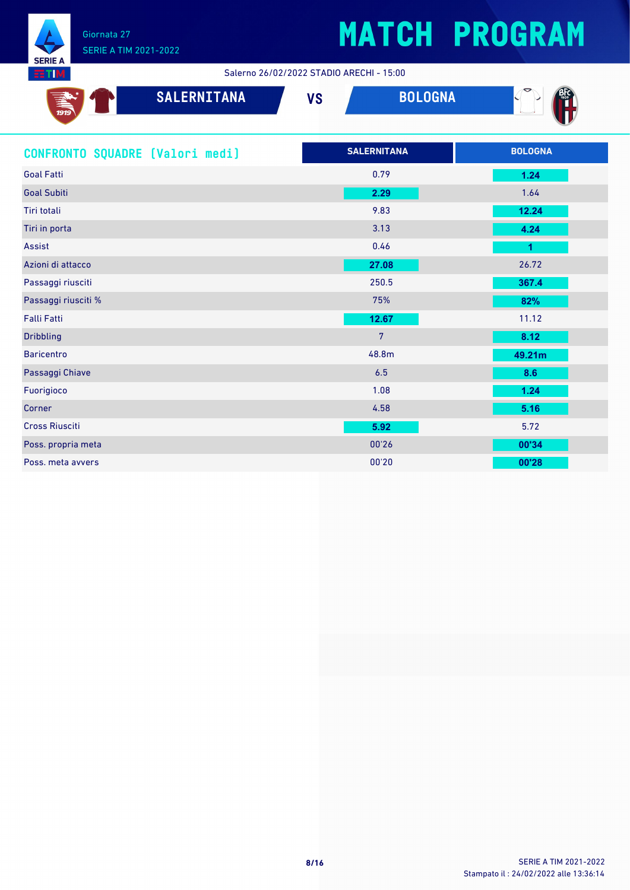Giornata 27

SERIE A TIM 2021-2022

# MATCH PROGRAM

Salerno 26/02/2022 STADIO ARECHI - 15:00

**SALERNITANA** VS **BOLOGNA**

## CONFRONTO SQUADRE [Valori medi]

| | SALERNITANA | BOLOGNA |
|---|---|---|
| Goal Fatti | 0.79 | **1.24** |
| Goal Subiti | **2.29** | 1.64 |
| Tiri totali | 9.83 | **12.24** |
| Tiri in porta | 3.13 | **4.24** |
| Assist | 0.46 | **1** |
| Azioni di attacco | **27.08** | 26.72 |
| Passaggi riusciti | 250.5 | **367.4** |
| Passaggi riusciti % | 75% | **82%** |
| Falli Fatti | **12.67** | 11.12 |
| Dribbling | 7 | **8.12** |
| Baricentro | 48.8m | **49.21m** |
| Passaggi Chiave | 6.5 | **8.6** |
| Fuorigioco | 1.08 | **1.24** |
| Corner | 4.58 | **5.16** |
| Cross Riusciti | **5.92** | 5.72 |
| Poss. propria meta | 00'26 | **00'34** |
| Poss. meta avvers | 00'20 | **00'28** |

SERIE A TIM 2021-2022

Stampato il : 24/02/2022 alle 13:36:14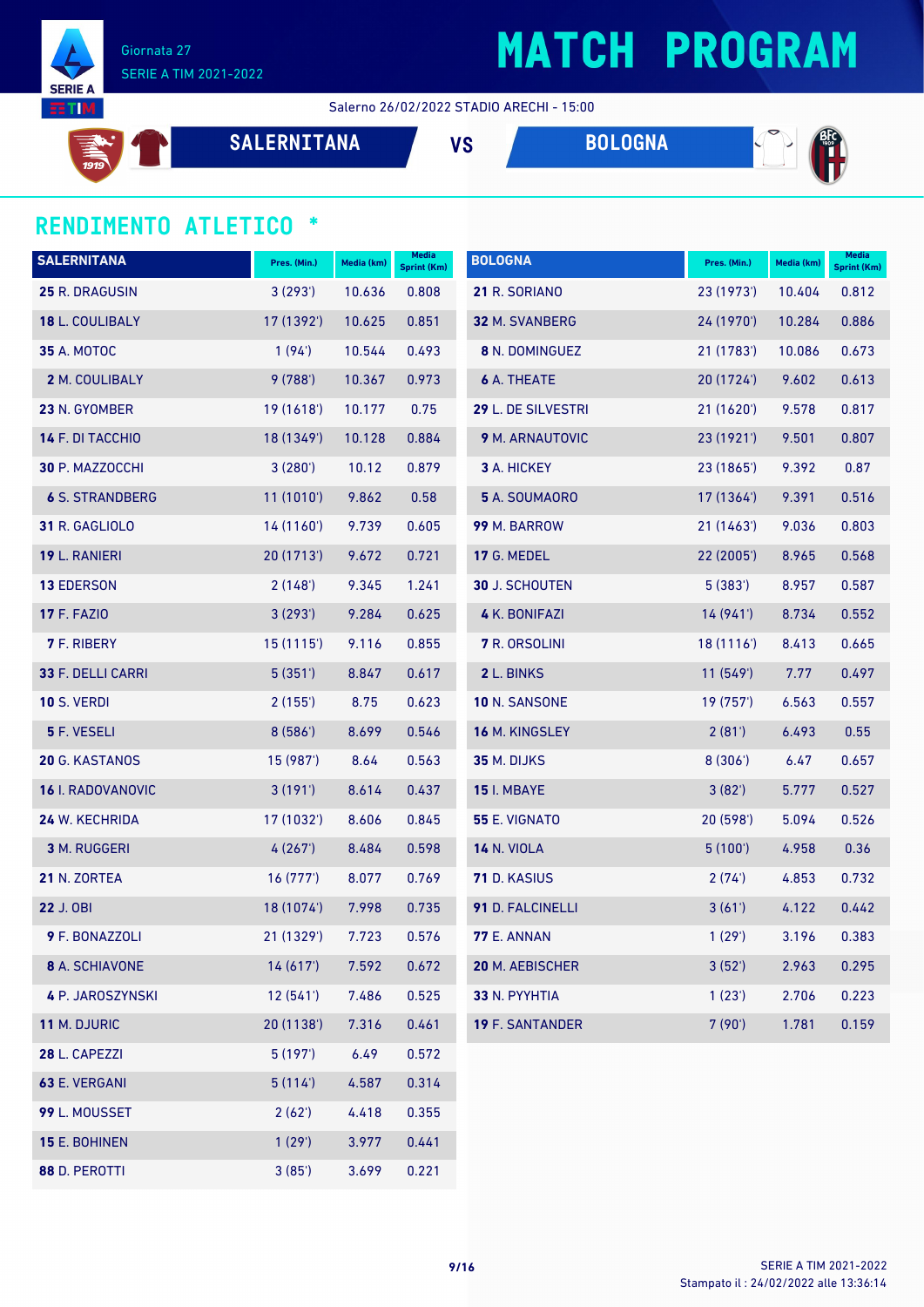Giornata 27

SERIE A TIM 2021-2022

# MATCH PROGRAM

Salerno 26/02/2022 STADIO ARECHI - 15:00

SALERNITANA VS BOLOGNA

## RENDIMENTO ATLETICO *

| SALERNITANA | Pres. (Min.) | Media (km) | Media Sprint (Km) |
|---|---|---|---|
| **25** R. DRAGUSIN | 3 (293') | 10.636 | 0.808 |
| **18** L. COULIBALY | 17 (1392') | 10.625 | 0.851 |
| **35** A. MOTOC | 1 (94') | 10.544 | 0.493 |
| **2** M. COULIBALY | 9 (788') | 10.367 | 0.973 |
| **23** N. GYOMBER | 19 (1618') | 10.177 | 0.75 |
| **14** F. DI TACCHIO | 18 (1349') | 10.128 | 0.884 |
| **30** P. MAZZOCCHI | 3 (280') | 10.12 | 0.879 |
| **6** S. STRANDBERG | 11 (1010') | 9.862 | 0.58 |
| **31** R. GAGLIOLO | 14 (1160') | 9.739 | 0.605 |
| **19** L. RANIERI | 20 (1713') | 9.672 | 0.721 |
| **13** EDERSON | 2 (148') | 9.345 | 1.241 |
| **17** F. FAZIO | 3 (293') | 9.284 | 0.625 |
| **7** F. RIBERY | 15 (1115') | 9.116 | 0.855 |
| **33** F. DELLI CARRI | 5 (351') | 8.847 | 0.617 |
| **10** S. VERDI | 2 (155') | 8.75 | 0.623 |
| **5** F. VESELI | 8 (586') | 8.699 | 0.546 |
| **20** G. KASTANOS | 15 (987') | 8.64 | 0.563 |
| **16** I. RADOVANOVIC | 3 (191') | 8.614 | 0.437 |
| **24** W. KECHRIDA | 17 (1032') | 8.606 | 0.845 |
| **3** M. RUGGERI | 4 (267') | 8.484 | 0.598 |
| **21** N. ZORTEA | 16 (777') | 8.077 | 0.769 |
| **22** J. OBI | 18 (1074') | 7.998 | 0.735 |
| **9** F. BONAZZOLI | 21 (1329') | 7.723 | 0.576 |
| **8** A. SCHIAVONE | 14 (617') | 7.592 | 0.672 |
| **4** P. JAROSZYNSKI | 12 (541') | 7.486 | 0.525 |
| **11** M. DJURIC | 20 (1138') | 7.316 | 0.461 |
| **28** L. CAPEZZI | 5 (197') | 6.49 | 0.572 |
| **63** E. VERGANI | 5 (114') | 4.587 | 0.314 |
| **99** L. MOUSSET | 2 (62') | 4.418 | 0.355 |
| **15** E. BOHINEN | 1 (29') | 3.977 | 0.441 |
| **88** D. PEROTTI | 3 (85') | 3.699 | 0.221 |

| BOLOGNA | Pres. (Min.) | Media (km) | Media Sprint (Km) |
|---|---|---|---|
| **21** R. SORIANO | 23 (1973') | 10.404 | 0.812 |
| **32** M. SVANBERG | 24 (1970') | 10.284 | 0.886 |
| **8** N. DOMINGUEZ | 21 (1783') | 10.086 | 0.673 |
| **6** A. THEATE | 20 (1724') | 9.602 | 0.613 |
| **29** L. DE SILVESTRI | 21 (1620') | 9.578 | 0.817 |
| **9** M. ARNAUTOVIC | 23 (1921') | 9.501 | 0.807 |
| **3** A. HICKEY | 23 (1865') | 9.392 | 0.87 |
| **5** A. SOUMAORO | 17 (1364') | 9.391 | 0.516 |
| **99** M. BARROW | 21 (1463') | 9.036 | 0.803 |
| **17** G. MEDEL | 22 (2005') | 8.965 | 0.568 |
| **30** J. SCHOUTEN | 5 (383') | 8.957 | 0.587 |
| **4** K. BONIFAZI | 14 (941') | 8.734 | 0.552 |
| **7** R. ORSOLINI | 18 (1116') | 8.413 | 0.665 |
| **2** L. BINKS | 11 (549') | 7.77 | 0.497 |
| **10** N. SANSONE | 19 (757') | 6.563 | 0.557 |
| **16** M. KINGSLEY | 2 (81') | 6.493 | 0.55 |
| **35** M. DIJKS | 8 (306') | 6.47 | 0.657 |
| **15** I. MBAYE | 3 (82') | 5.777 | 0.527 |
| **55** E. VIGNATO | 20 (598') | 5.094 | 0.526 |
| **14** N. VIOLA | 5 (100') | 4.958 | 0.36 |
| **71** D. KASIUS | 2 (74') | 4.853 | 0.732 |
| **91** D. FALCINELLI | 3 (61') | 4.122 | 0.442 |
| **77** E. ANNAN | 1 (29') | 3.196 | 0.383 |
| **20** M. AEBISCHER | 3 (52') | 2.963 | 0.295 |
| **33** N. PYYHTIA | 1 (23') | 2.706 | 0.223 |
| **19** F. SANTANDER | 7 (90') | 1.781 | 0.159 |

Stampato il : 24/02/2022 alle 13:36:14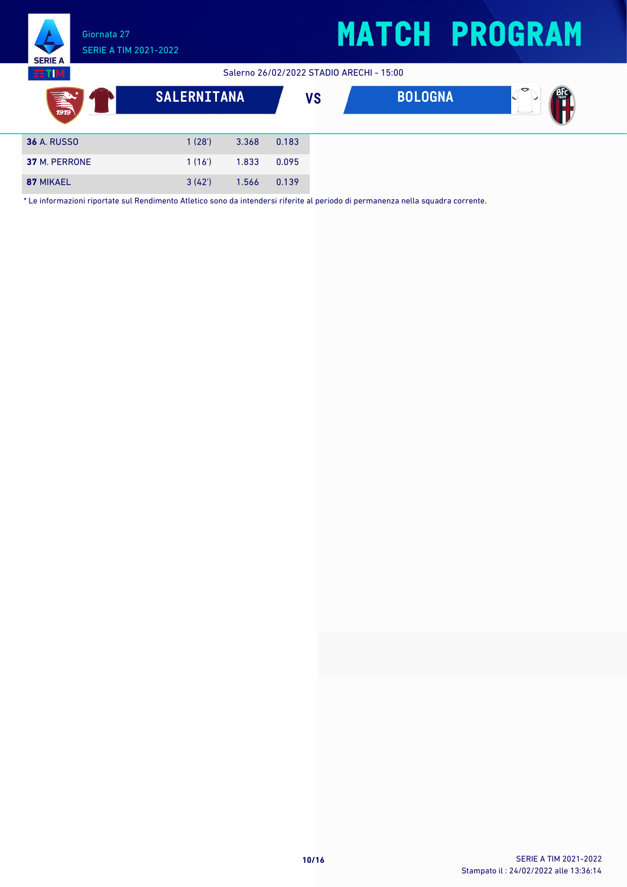# MATCH PROGRAM

Giornata 27
SERIE A TIM 2021-2022

Salerno 26/02/2022 STADIO ARECHI - 15:00

**SALERNITANA** VS **BOLOGNA**

| | | | |
|---|---|---|---|
| **36** A. RUSSO | 1 (28') | 3.368 | 0.183 |
| **37** M. PERRONE | 1 (16') | 1.833 | 0.095 |
| **87** MIKAEL | 3 (42') | 1.566 | 0.139 |

\* Le informazioni riportate sul Rendimento Atletico sono da intendersi riferite al periodo di permanenza nella squadra corrente.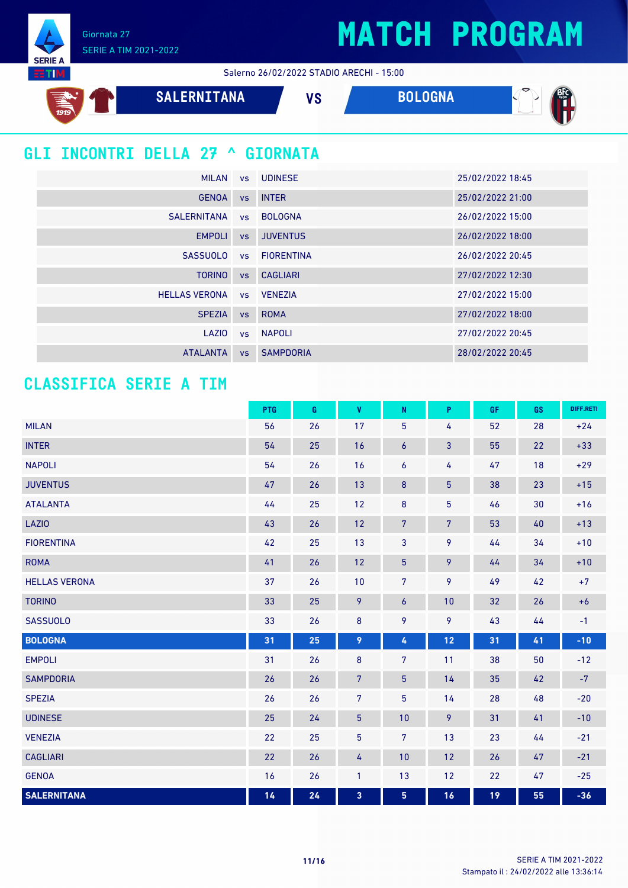Giornata 27
SERIE A TIM 2021-2022

# MATCH PROGRAM

Salerno 26/02/2022 STADIO ARECHI - 15:00

**SALERNITANA** VS **BOLOGNA**

## GLI INCONTRI DELLA 27 ^ GIORNATA

| | | | |
|---|---|---|---|
| MILAN | vs | UDINESE | 25/02/2022 18:45 |
| GENOA | vs | INTER | 25/02/2022 21:00 |
| SALERNITANA | vs | BOLOGNA | 26/02/2022 15:00 |
| EMPOLI | vs | JUVENTUS | 26/02/2022 18:00 |
| SASSUOLO | vs | FIORENTINA | 26/02/2022 20:45 |
| TORINO | vs | CAGLIARI | 27/02/2022 12:30 |
| HELLAS VERONA | vs | VENEZIA | 27/02/2022 15:00 |
| SPEZIA | vs | ROMA | 27/02/2022 18:00 |
| LAZIO | vs | NAPOLI | 27/02/2022 20:45 |
| ATALANTA | vs | SAMPDORIA | 28/02/2022 20:45 |

## CLASSIFICA SERIE A TIM

| | PTG | G | V | N | P | GF | GS | DIFF.RETI |
|---|---|---|---|---|---|---|---|---|
| MILAN | 56 | 26 | 17 | 5 | 4 | 52 | 28 | +24 |
| INTER | 54 | 25 | 16 | 6 | 3 | 55 | 22 | +33 |
| NAPOLI | 54 | 26 | 16 | 6 | 4 | 47 | 18 | +29 |
| JUVENTUS | 47 | 26 | 13 | 8 | 5 | 38 | 23 | +15 |
| ATALANTA | 44 | 25 | 12 | 8 | 5 | 46 | 30 | +16 |
| LAZIO | 43 | 26 | 12 | 7 | 7 | 53 | 40 | +13 |
| FIORENTINA | 42 | 25 | 13 | 3 | 9 | 44 | 34 | +10 |
| ROMA | 41 | 26 | 12 | 5 | 9 | 44 | 34 | +10 |
| HELLAS VERONA | 37 | 26 | 10 | 7 | 9 | 49 | 42 | +7 |
| TORINO | 33 | 25 | 9 | 6 | 10 | 32 | 26 | +6 |
| SASSUOLO | 33 | 26 | 8 | 9 | 9 | 43 | 44 | -1 |
| **BOLOGNA** | **31** | **25** | **9** | **4** | **12** | **31** | **41** | **-10** |
| EMPOLI | 31 | 26 | 8 | 7 | 11 | 38 | 50 | -12 |
| SAMPDORIA | 26 | 26 | 7 | 5 | 14 | 35 | 42 | -7 |
| SPEZIA | 26 | 26 | 7 | 5 | 14 | 28 | 48 | -20 |
| UDINESE | 25 | 24 | 5 | 10 | 9 | 31 | 41 | -10 |
| VENEZIA | 22 | 25 | 5 | 7 | 13 | 23 | 44 | -21 |
| CAGLIARI | 22 | 26 | 4 | 10 | 12 | 26 | 47 | -21 |
| GENOA | 16 | 26 | 1 | 13 | 12 | 22 | 47 | -25 |
| **SALERNITANA** | **14** | **24** | **3** | **5** | **16** | **19** | **55** | **-36** |

Stampato il : 24/02/2022 alle 13:36:14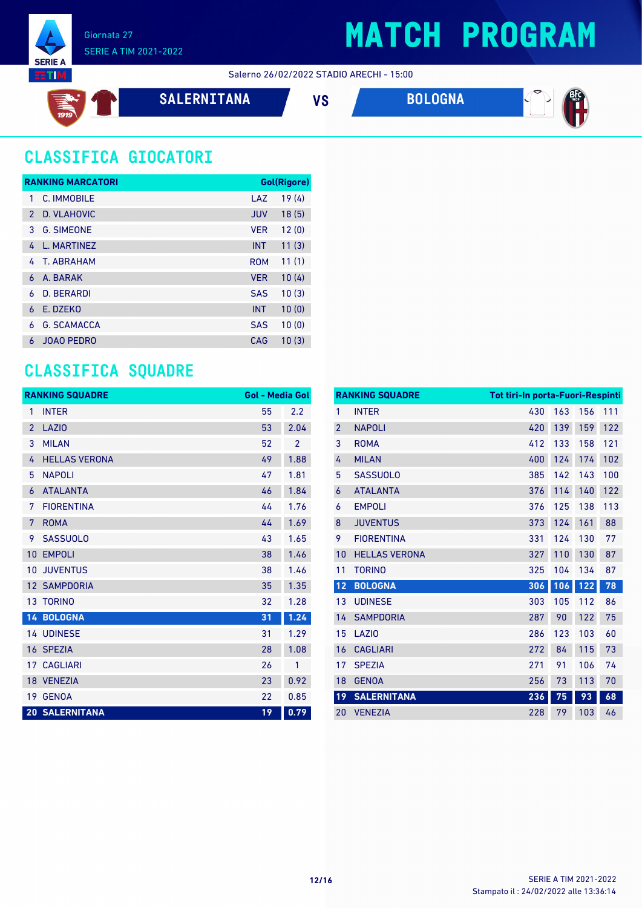Giornata 27

SERIE A TIM 2021-2022

# MATCH PROGRAM

Salerno 26/02/2022 STADIO ARECHI - 15:00

**SALERNITANA** VS **BOLOGNA**

## CLASSIFICA GIOCATORI

| RANKING MARCATORI | | | Gol(Rigore) |
|---|---|---|---|
| 1 | C. IMMOBILE | LAZ | 19 (4) |
| 2 | D. VLAHOVIC | JUV | 18 (5) |
| 3 | G. SIMEONE | VER | 12 (0) |
| 4 | L. MARTINEZ | INT | 11 (3) |
| 4 | T. ABRAHAM | ROM | 11 (1) |
| 6 | A. BARAK | VER | 10 (4) |
| 6 | D. BERARDI | SAS | 10 (3) |
| 6 | E. DZEKO | INT | 10 (0) |
| 6 | G. SCAMACCA | SAS | 10 (0) |
| 6 | JOAO PEDRO | CAG | 10 (3) |

## CLASSIFICA SQUADRE

| RANKING SQUADRE | | Gol | Media Gol |
|---|---|---|---|
| 1 | INTER | 55 | 2.2 |
| 2 | LAZIO | 53 | 2.04 |
| 3 | MILAN | 52 | 2 |
| 4 | HELLAS VERONA | 49 | 1.88 |
| 5 | NAPOLI | 47 | 1.81 |
| 6 | ATALANTA | 46 | 1.84 |
| 7 | FIORENTINA | 44 | 1.76 |
| 7 | ROMA | 44 | 1.69 |
| 9 | SASSUOLO | 43 | 1.65 |
| 10 | EMPOLI | 38 | 1.46 |
| 10 | JUVENTUS | 38 | 1.46 |
| 12 | SAMPDORIA | 35 | 1.35 |
| 13 | TORINO | 32 | 1.28 |
| **14** | **BOLOGNA** | **31** | **1.24** |
| 14 | UDINESE | 31 | 1.29 |
| 16 | SPEZIA | 28 | 1.08 |
| 17 | CAGLIARI | 26 | 1 |
| 18 | VENEZIA | 23 | 0.92 |
| 19 | GENOA | 22 | 0.85 |
| **20** | **SALERNITANA** | **19** | **0.79** |

| RANKING SQUADRE | | Tot tiri | In porta | Fuori | Respinti |
|---|---|---|---|---|---|
| 1 | INTER | 430 | 163 | 156 | 111 |
| 2 | NAPOLI | 420 | 139 | 159 | 122 |
| 3 | ROMA | 412 | 133 | 158 | 121 |
| 4 | MILAN | 400 | 124 | 174 | 102 |
| 5 | SASSUOLO | 385 | 142 | 143 | 100 |
| 6 | ATALANTA | 376 | 114 | 140 | 122 |
| 6 | EMPOLI | 376 | 125 | 138 | 113 |
| 8 | JUVENTUS | 373 | 124 | 161 | 88 |
| 9 | FIORENTINA | 331 | 124 | 130 | 77 |
| 10 | HELLAS VERONA | 327 | 110 | 130 | 87 |
| 11 | TORINO | 325 | 104 | 134 | 87 |
| **12** | **BOLOGNA** | **306** | **106** | **122** | **78** |
| 13 | UDINESE | 303 | 105 | 112 | 86 |
| 14 | SAMPDORIA | 287 | 90 | 122 | 75 |
| 15 | LAZIO | 286 | 123 | 103 | 60 |
| 16 | CAGLIARI | 272 | 84 | 115 | 73 |
| 17 | SPEZIA | 271 | 91 | 106 | 74 |
| 18 | GENOA | 256 | 73 | 113 | 70 |
| **19** | **SALERNITANA** | **236** | **75** | **93** | **68** |
| 20 | VENEZIA | 228 | 79 | 103 | 46 |

Stampato il : 24/02/2022 alle 13:36:14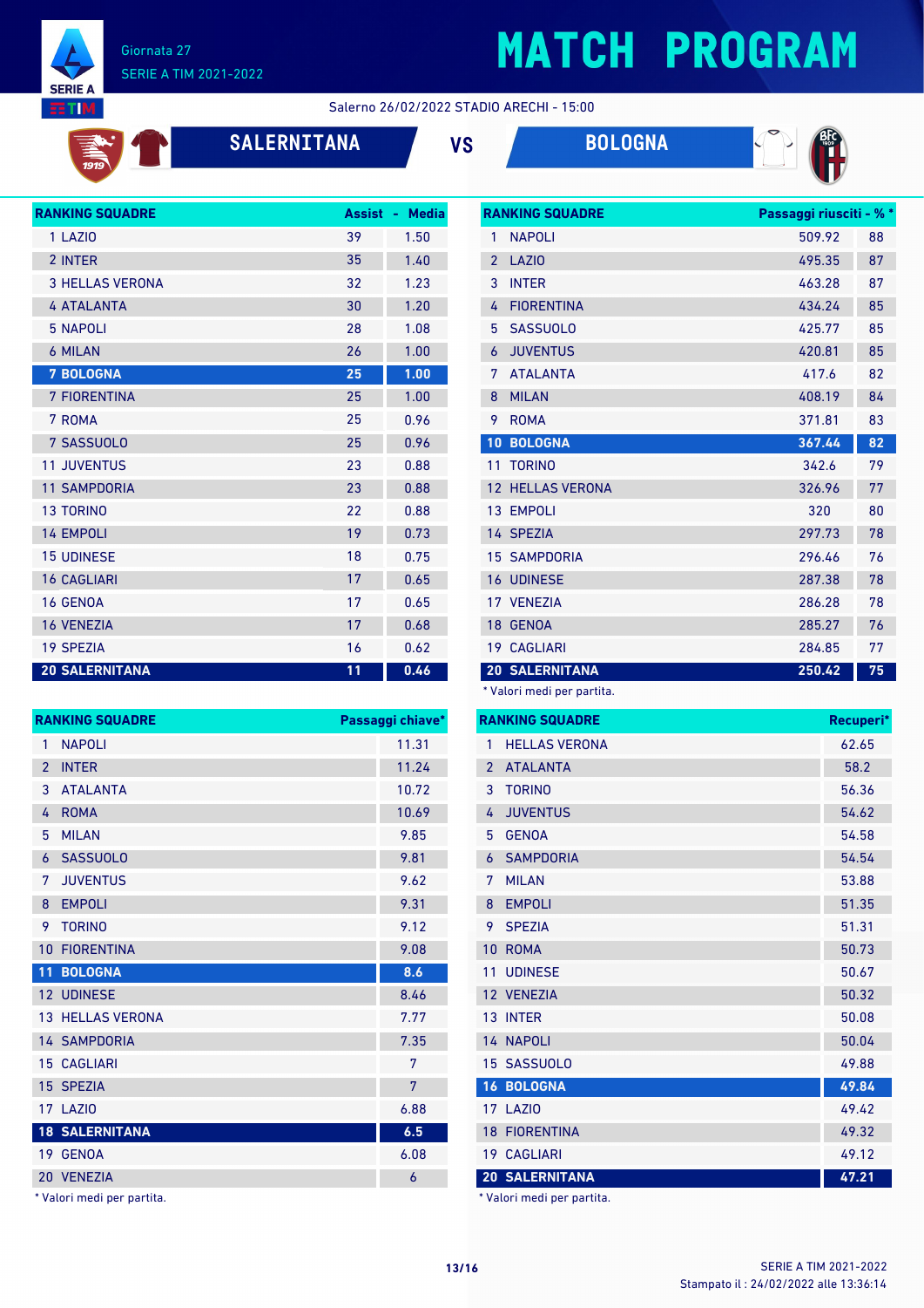Giornata 27
SERIE A TIM 2021-2022

# MATCH PROGRAM

Salerno 26/02/2022 STADIO ARECHI - 15:00

## SALERNITANA VS BOLOGNA

| RANKING SQUADRE | Assist | Media |
|---|---|---|
| 1 LAZIO | 39 | 1.50 |
| 2 INTER | 35 | 1.40 |
| 3 HELLAS VERONA | 32 | 1.23 |
| 4 ATALANTA | 30 | 1.20 |
| 5 NAPOLI | 28 | 1.08 |
| 6 MILAN | 26 | 1.00 |
| **7 BOLOGNA** | **25** | **1.00** |
| 7 FIORENTINA | 25 | 1.00 |
| 7 ROMA | 25 | 0.96 |
| 7 SASSUOLO | 25 | 0.96 |
| 11 JUVENTUS | 23 | 0.88 |
| 11 SAMPDORIA | 23 | 0.88 |
| 13 TORINO | 22 | 0.88 |
| 14 EMPOLI | 19 | 0.73 |
| 15 UDINESE | 18 | 0.75 |
| 16 CAGLIARI | 17 | 0.65 |
| 16 GENOA | 17 | 0.65 |
| 16 VENEZIA | 17 | 0.68 |
| 19 SPEZIA | 16 | 0.62 |
| **20 SALERNITANA** | **11** | **0.46** |

| RANKING SQUADRE | Passaggi riusciti - % * | |
|---|---|---|
| 1 NAPOLI | 509.92 | 88 |
| 2 LAZIO | 495.35 | 87 |
| 3 INTER | 463.28 | 87 |
| 4 FIORENTINA | 434.24 | 85 |
| 5 SASSUOLO | 425.77 | 85 |
| 6 JUVENTUS | 420.81 | 85 |
| 7 ATALANTA | 417.6 | 82 |
| 8 MILAN | 408.19 | 84 |
| 9 ROMA | 371.81 | 83 |
| **10 BOLOGNA** | **367.44** | **82** |
| 11 TORINO | 342.6 | 79 |
| 12 HELLAS VERONA | 326.96 | 77 |
| 13 EMPOLI | 320 | 80 |
| 14 SPEZIA | 297.73 | 78 |
| 15 SAMPDORIA | 296.46 | 76 |
| 16 UDINESE | 287.38 | 78 |
| 17 VENEZIA | 286.28 | 78 |
| 18 GENOA | 285.27 | 76 |
| 19 CAGLIARI | 284.85 | 77 |
| **20 SALERNITANA** | **250.42** | **75** |

* Valori medi per partita.

| RANKING SQUADRE | Passaggi chiave* |
|---|---|
| 1 NAPOLI | 11.31 |
| 2 INTER | 11.24 |
| 3 ATALANTA | 10.72 |
| 4 ROMA | 10.69 |
| 5 MILAN | 9.85 |
| 6 SASSUOLO | 9.81 |
| 7 JUVENTUS | 9.62 |
| 8 EMPOLI | 9.31 |
| 9 TORINO | 9.12 |
| 10 FIORENTINA | 9.08 |
| **11 BOLOGNA** | **8.6** |
| 12 UDINESE | 8.46 |
| 13 HELLAS VERONA | 7.77 |
| 14 SAMPDORIA | 7.35 |
| 15 CAGLIARI | 7 |
| 15 SPEZIA | 7 |
| 17 LAZIO | 6.88 |
| **18 SALERNITANA** | **6.5** |
| 19 GENOA | 6.08 |
| 20 VENEZIA | 6 |

* Valori medi per partita.

| RANKING SQUADRE | Recuperi* |
|---|---|
| 1 HELLAS VERONA | 62.65 |
| 2 ATALANTA | 58.2 |
| 3 TORINO | 56.36 |
| 4 JUVENTUS | 54.62 |
| 5 GENOA | 54.58 |
| 6 SAMPDORIA | 54.54 |
| 7 MILAN | 53.88 |
| 8 EMPOLI | 51.35 |
| 9 SPEZIA | 51.31 |
| 10 ROMA | 50.73 |
| 11 UDINESE | 50.67 |
| 12 VENEZIA | 50.32 |
| 13 INTER | 50.08 |
| 14 NAPOLI | 50.04 |
| 15 SASSUOLO | 49.88 |
| **16 BOLOGNA** | **49.84** |
| 17 LAZIO | 49.42 |
| 18 FIORENTINA | 49.32 |
| 19 CAGLIARI | 49.12 |
| **20 SALERNITANA** | **47.21** |

* Valori medi per partita.

Stampato il : 24/02/2022 alle 13:36:14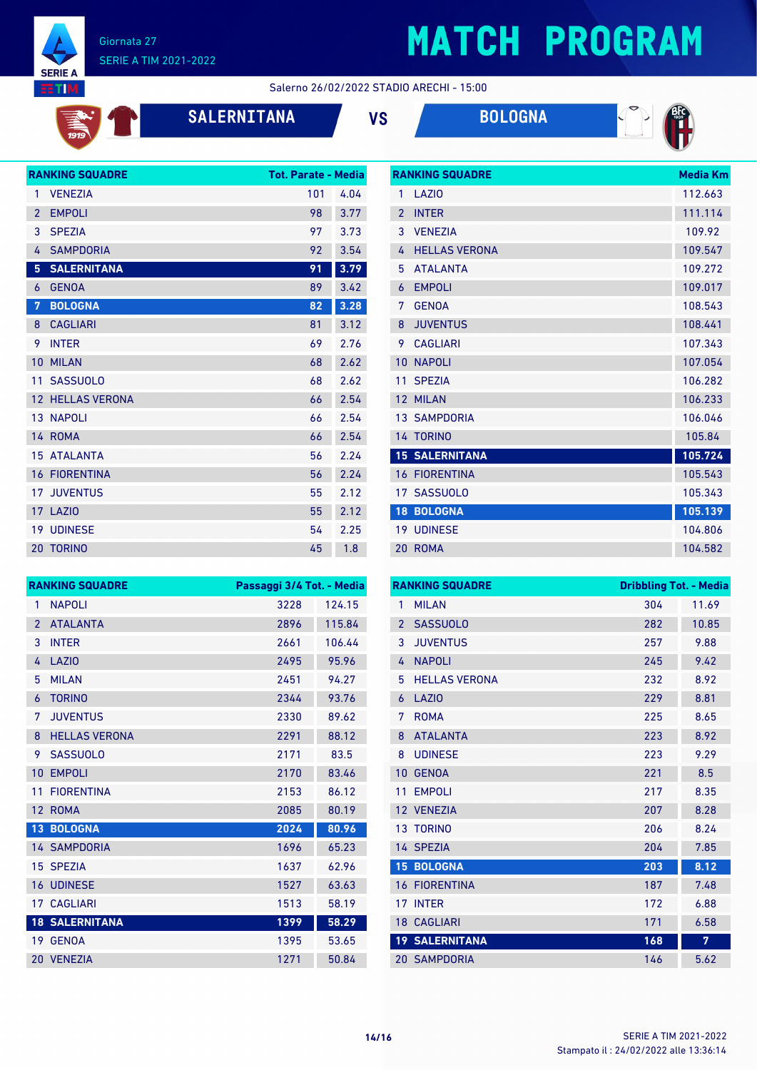Giornata 27

SERIE A TIM 2021-2022

# MATCH PROGRAM

Salerno 26/02/2022 STADIO ARECHI - 15:00

## SALERNITANA VS BOLOGNA

| RANKING SQUADRE | | Tot. Parate | Media |
|---|---|---|---|
| 1 | VENEZIA | 101 | 4.04 |
| 2 | EMPOLI | 98 | 3.77 |
| 3 | SPEZIA | 97 | 3.73 |
| 4 | SAMPDORIA | 92 | 3.54 |
| 5 | **SALERNITANA** | **91** | **3.79** |
| 6 | GENOA | 89 | 3.42 |
| 7 | **BOLOGNA** | **82** | **3.28** |
| 8 | CAGLIARI | 81 | 3.12 |
| 9 | INTER | 69 | 2.76 |
| 10 | MILAN | 68 | 2.62 |
| 11 | SASSUOLO | 68 | 2.62 |
| 12 | HELLAS VERONA | 66 | 2.54 |
| 13 | NAPOLI | 66 | 2.54 |
| 14 | ROMA | 66 | 2.54 |
| 15 | ATALANTA | 56 | 2.24 |
| 16 | FIORENTINA | 56 | 2.24 |
| 17 | JUVENTUS | 55 | 2.12 |
| 17 | LAZIO | 55 | 2.12 |
| 19 | UDINESE | 54 | 2.25 |
| 20 | TORINO | 45 | 1.8 |

| RANKING SQUADRE | | Media Km |
|---|---|---|
| 1 | LAZIO | 112.663 |
| 2 | INTER | 111.114 |
| 3 | VENEZIA | 109.92 |
| 4 | HELLAS VERONA | 109.547 |
| 5 | ATALANTA | 109.272 |
| 6 | EMPOLI | 109.017 |
| 7 | GENOA | 108.543 |
| 8 | JUVENTUS | 108.441 |
| 9 | CAGLIARI | 107.343 |
| 10 | NAPOLI | 107.054 |
| 11 | SPEZIA | 106.282 |
| 12 | MILAN | 106.233 |
| 13 | SAMPDORIA | 106.046 |
| 14 | TORINO | 105.84 |
| 15 | **SALERNITANA** | **105.724** |
| 16 | FIORENTINA | 105.543 |
| 17 | SASSUOLO | 105.343 |
| 18 | **BOLOGNA** | **105.139** |
| 19 | UDINESE | 104.806 |
| 20 | ROMA | 104.582 |

| RANKING SQUADRE | | Passaggi 3/4 Tot. | Media |
|---|---|---|---|
| 1 | NAPOLI | 3228 | 124.15 |
| 2 | ATALANTA | 2896 | 115.84 |
| 3 | INTER | 2661 | 106.44 |
| 4 | LAZIO | 2495 | 95.96 |
| 5 | MILAN | 2451 | 94.27 |
| 6 | TORINO | 2344 | 93.76 |
| 7 | JUVENTUS | 2330 | 89.62 |
| 8 | HELLAS VERONA | 2291 | 88.12 |
| 9 | SASSUOLO | 2171 | 83.5 |
| 10 | EMPOLI | 2170 | 83.46 |
| 11 | FIORENTINA | 2153 | 86.12 |
| 12 | ROMA | 2085 | 80.19 |
| 13 | **BOLOGNA** | **2024** | **80.96** |
| 14 | SAMPDORIA | 1696 | 65.23 |
| 15 | SPEZIA | 1637 | 62.96 |
| 16 | UDINESE | 1527 | 63.63 |
| 17 | CAGLIARI | 1513 | 58.19 |
| 18 | **SALERNITANA** | **1399** | **58.29** |
| 19 | GENOA | 1395 | 53.65 |
| 20 | VENEZIA | 1271 | 50.84 |

| RANKING SQUADRE | | Dribbling Tot. | Media |
|---|---|---|---|
| 1 | MILAN | 304 | 11.69 |
| 2 | SASSUOLO | 282 | 10.85 |
| 3 | JUVENTUS | 257 | 9.88 |
| 4 | NAPOLI | 245 | 9.42 |
| 5 | HELLAS VERONA | 232 | 8.92 |
| 6 | LAZIO | 229 | 8.81 |
| 7 | ROMA | 225 | 8.65 |
| 8 | ATALANTA | 223 | 8.92 |
| 8 | UDINESE | 223 | 9.29 |
| 10 | GENOA | 221 | 8.5 |
| 11 | EMPOLI | 217 | 8.35 |
| 12 | VENEZIA | 207 | 8.28 |
| 13 | TORINO | 206 | 8.24 |
| 14 | SPEZIA | 204 | 7.85 |
| 15 | **BOLOGNA** | **203** | **8.12** |
| 16 | FIORENTINA | 187 | 7.48 |
| 17 | INTER | 172 | 6.88 |
| 18 | CAGLIARI | 171 | 6.58 |
| 19 | **SALERNITANA** | **168** | **7** |
| 20 | SAMPDORIA | 146 | 5.62 |

Stampato il : 24/02/2022 alle 13:36:14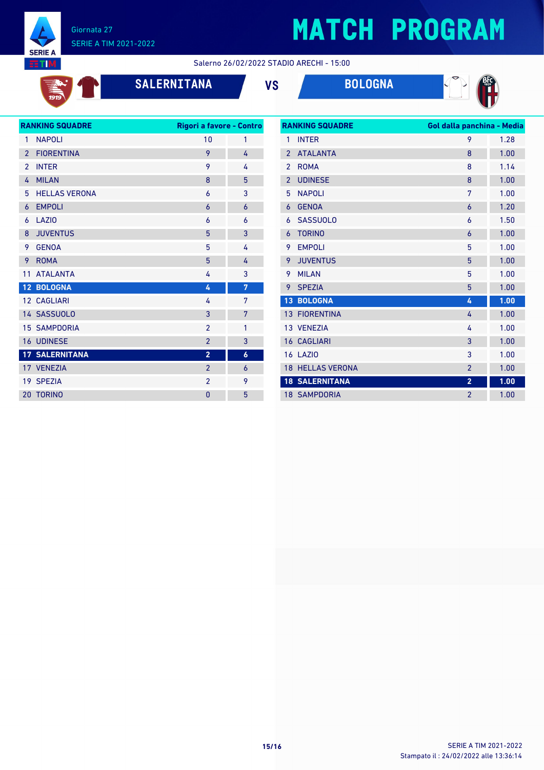Giornata 27
SERIE A TIM 2021-2022

# MATCH PROGRAM

Salerno 26/02/2022 STADIO ARECHI - 15:00

**SALERNITANA** VS **BOLOGNA**

| RANKING SQUADRE | | Rigori a favore | Contro |
|---|---|---|---|
| 1 | NAPOLI | 10 | 1 |
| 2 | FIORENTINA | 9 | 4 |
| 2 | INTER | 9 | 4 |
| 4 | MILAN | 8 | 5 |
| 5 | HELLAS VERONA | 6 | 3 |
| 6 | EMPOLI | 6 | 6 |
| 6 | LAZIO | 6 | 6 |
| 8 | JUVENTUS | 5 | 3 |
| 9 | GENOA | 5 | 4 |
| 9 | ROMA | 5 | 4 |
| 11 | ATALANTA | 4 | 3 |
| **12** | **BOLOGNA** | **4** | **7** |
| 12 | CAGLIARI | 4 | 7 |
| 14 | SASSUOLO | 3 | 7 |
| 15 | SAMPDORIA | 2 | 1 |
| 16 | UDINESE | 2 | 3 |
| **17** | **SALERNITANA** | **2** | **6** |
| 17 | VENEZIA | 2 | 6 |
| 19 | SPEZIA | 2 | 9 |
| 20 | TORINO | 0 | 5 |

| RANKING SQUADRE | | Gol dalla panchina | Media |
|---|---|---|---|
| 1 | INTER | 9 | 1.28 |
| 2 | ATALANTA | 8 | 1.00 |
| 2 | ROMA | 8 | 1.14 |
| 2 | UDINESE | 8 | 1.00 |
| 5 | NAPOLI | 7 | 1.00 |
| 6 | GENOA | 6 | 1.20 |
| 6 | SASSUOLO | 6 | 1.50 |
| 6 | TORINO | 6 | 1.00 |
| 9 | EMPOLI | 5 | 1.00 |
| 9 | JUVENTUS | 5 | 1.00 |
| 9 | MILAN | 5 | 1.00 |
| 9 | SPEZIA | 5 | 1.00 |
| **13** | **BOLOGNA** | **4** | **1.00** |
| 13 | FIORENTINA | 4 | 1.00 |
| 13 | VENEZIA | 4 | 1.00 |
| 16 | CAGLIARI | 3 | 1.00 |
| 16 | LAZIO | 3 | 1.00 |
| 18 | HELLAS VERONA | 2 | 1.00 |
| **18** | **SALERNITANA** | **2** | **1.00** |
| 18 | SAMPDORIA | 2 | 1.00 |

SERIE A TIM 2021-2022
Stampato il : 24/02/2022 alle 13:36:14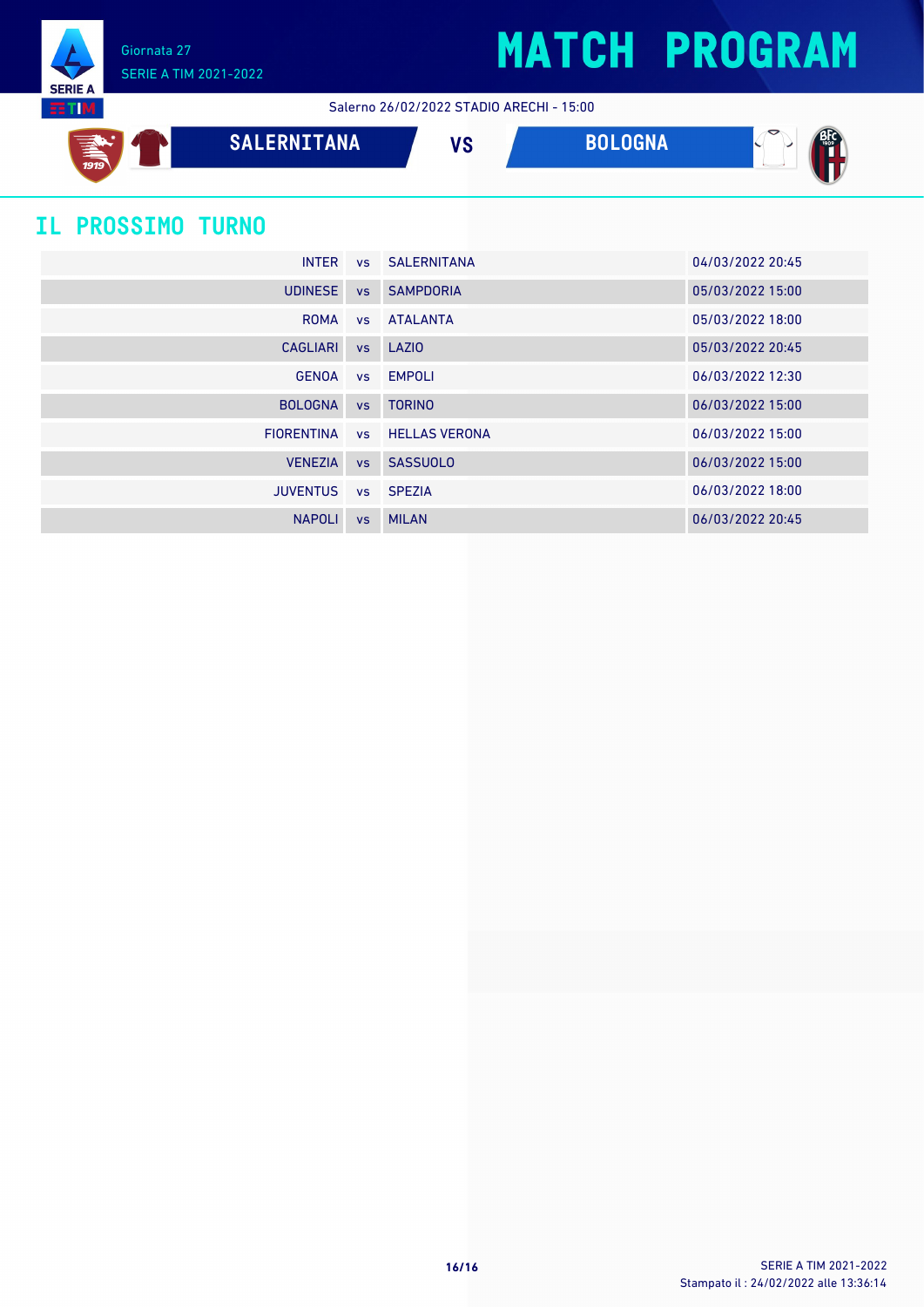# MATCH PROGRAM

Giornata 27
SERIE A TIM 2021-2022

Salerno 26/02/2022 STADIO ARECHI - 15:00

**SALERNITANA** VS **BOLOGNA**

## IL PROSSIMO TURNO

| | | | |
|---|---|---|---|
| INTER | vs | SALERNITANA | 04/03/2022 20:45 |
| UDINESE | vs | SAMPDORIA | 05/03/2022 15:00 |
| ROMA | vs | ATALANTA | 05/03/2022 18:00 |
| CAGLIARI | vs | LAZIO | 05/03/2022 20:45 |
| GENOA | vs | EMPOLI | 06/03/2022 12:30 |
| BOLOGNA | vs | TORINO | 06/03/2022 15:00 |
| FIORENTINA | vs | HELLAS VERONA | 06/03/2022 15:00 |
| VENEZIA | vs | SASSUOLO | 06/03/2022 15:00 |
| JUVENTUS | vs | SPEZIA | 06/03/2022 18:00 |
| NAPOLI | vs | MILAN | 06/03/2022 20:45 |

Stampato il : 24/02/2022 alle 13:36:14